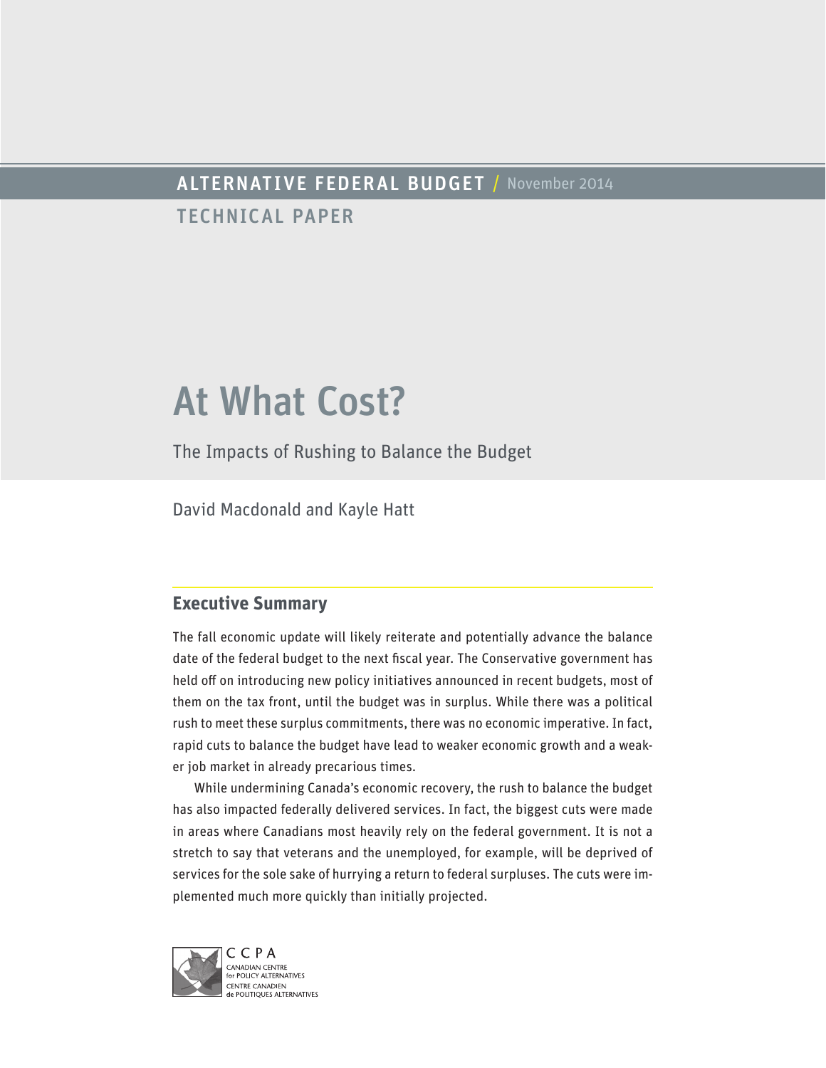ALTERNATIVE FEDERAL BUDGET / November 2014

TECHNICAL PAPER

# At What Cost?

The Impacts of Rushing to Balance the Budget

David Macdonald and Kayle Hatt

## Executive Summary

The fall economic update will likely reiterate and potentially advance the balance date of the federal budget to the next fiscal year. The Conservative government has held off on introducing new policy initiatives announced in recent budgets, most of them on the tax front, until the budget was in surplus. While there was a political rush to meet these surplus commitments, there was no economic imperative. In fact, rapid cuts to balance the budget have lead to weaker economic growth and a weaker job market in already precarious times.

While undermining Canada's economic recovery, the rush to balance the budget has also impacted federally delivered services. In fact, the biggest cuts were made in areas where Canadians most heavily rely on the federal government. It is not a stretch to say that veterans and the unemployed, for example, will be deprived of services for the sole sake of hurrying a return to federal surpluses. The cuts were implemented much more quickly than initially projected.

CCPA
CANADIAN CENTRE for POLICY ALTERNATIVES
CENTRE CANADIEN de POLITIQUES ALTERNATIVES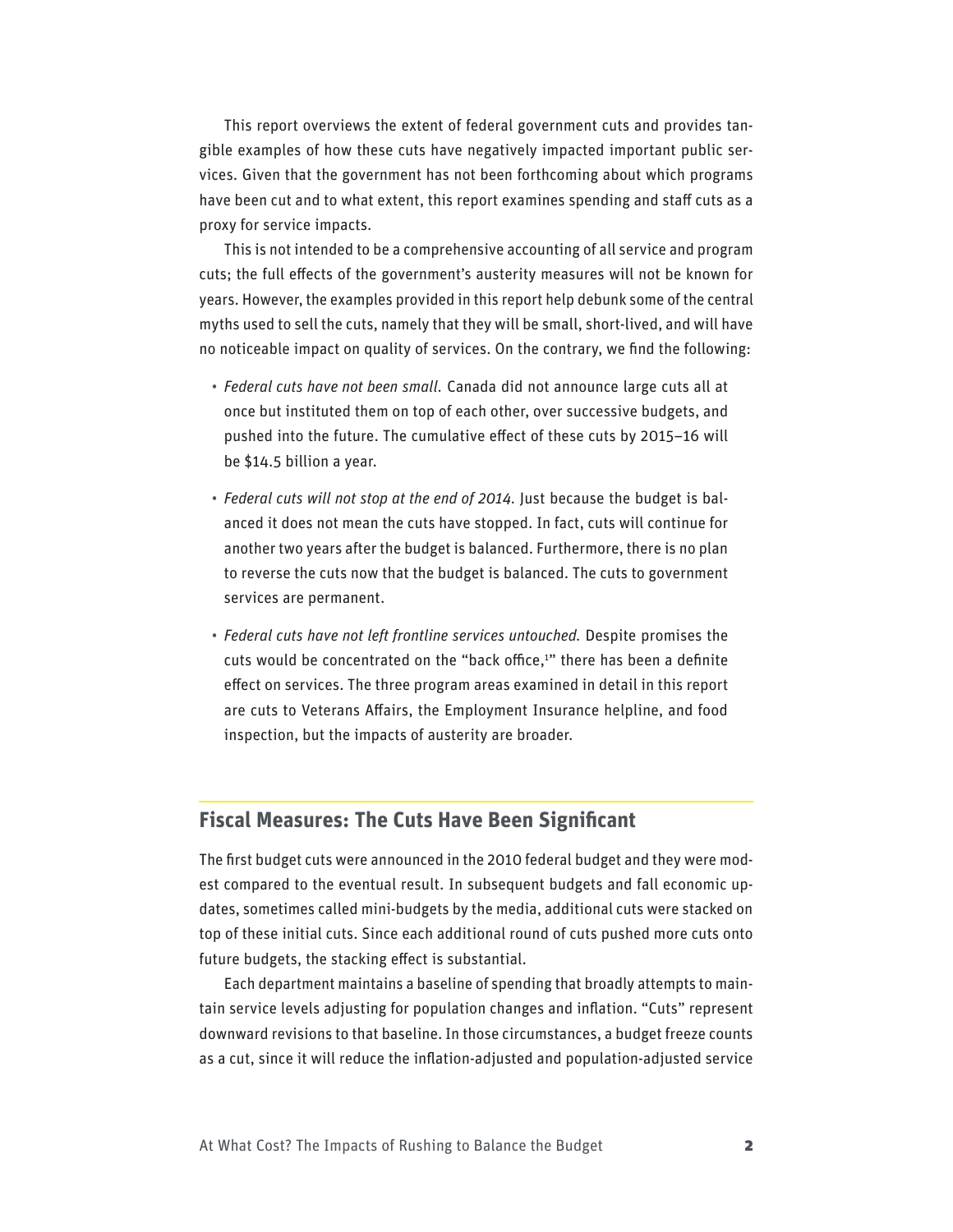This report overviews the extent of federal government cuts and provides tangible examples of how these cuts have negatively impacted important public services. Given that the government has not been forthcoming about which programs have been cut and to what extent, this report examines spending and staff cuts as a proxy for service impacts.

This is not intended to be a comprehensive accounting of all service and program cuts; the full effects of the government's austerity measures will not be known for years. However, the examples provided in this report help debunk some of the central myths used to sell the cuts, namely that they will be small, short-lived, and will have no noticeable impact on quality of services. On the contrary, we find the following:

- *Federal cuts have not been small.* Canada did not announce large cuts all at once but instituted them on top of each other, over successive budgets, and pushed into the future. The cumulative effect of these cuts by 2015–16 will be $14.5 billion a year.
- *Federal cuts will not stop at the end of 2014.* Just because the budget is balanced it does not mean the cuts have stopped. In fact, cuts will continue for another two years after the budget is balanced. Furthermore, there is no plan to reverse the cuts now that the budget is balanced. The cuts to government services are permanent.
- *Federal cuts have not left frontline services untouched.* Despite promises the cuts would be concentrated on the "back office,[1]" there has been a definite effect on services. The three program areas examined in detail in this report are cuts to Veterans Affairs, the Employment Insurance helpline, and food inspection, but the impacts of austerity are broader.

## Fiscal Measures: The Cuts Have Been Significant

The first budget cuts were announced in the 2010 federal budget and they were modest compared to the eventual result. In subsequent budgets and fall economic updates, sometimes called mini-budgets by the media, additional cuts were stacked on top of these initial cuts. Since each additional round of cuts pushed more cuts onto future budgets, the stacking effect is substantial.

Each department maintains a baseline of spending that broadly attempts to maintain service levels adjusting for population changes and inflation. "Cuts" represent downward revisions to that baseline. In those circumstances, a budget freeze counts as a cut, since it will reduce the inflation-adjusted and population-adjusted service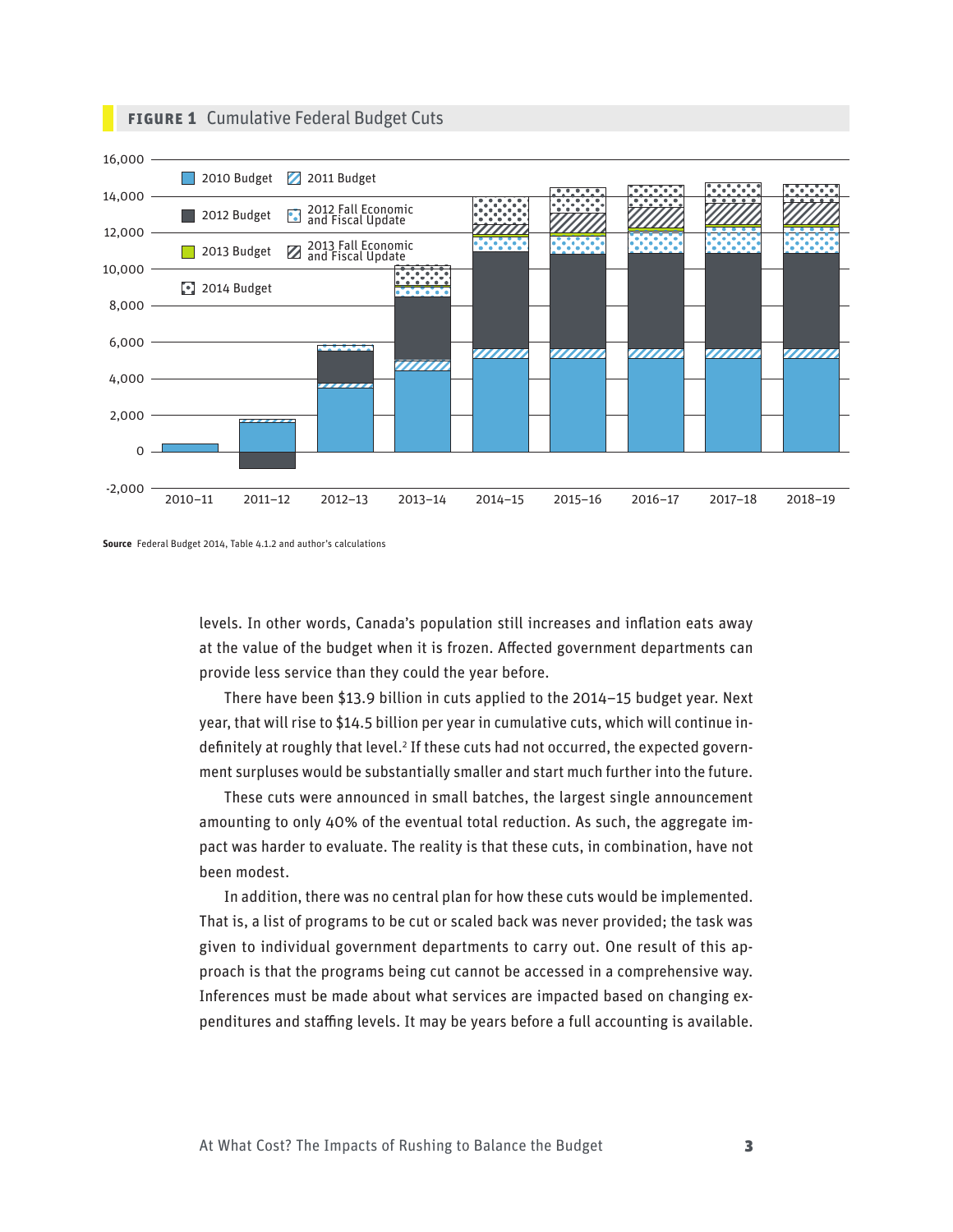**FIGURE 1** Cumulative Federal Budget Cuts

**Source** Federal Budget 2014, Table 4.1.2 and author's calculations

levels. In other words, Canada's population still increases and inflation eats away at the value of the budget when it is frozen. Affected government departments can provide less service than they could the year before.

There have been $13.9 billion in cuts applied to the 2014–15 budget year. Next year, that will rise to $14.5 billion per year in cumulative cuts, which will continue indefinitely at roughly that level.[2] If these cuts had not occurred, the expected government surpluses would be substantially smaller and start much further into the future.

These cuts were announced in small batches, the largest single announcement amounting to only 40% of the eventual total reduction. As such, the aggregate impact was harder to evaluate. The reality is that these cuts, in combination, have not been modest.

In addition, there was no central plan for how these cuts would be implemented. That is, a list of programs to be cut or scaled back was never provided; the task was given to individual government departments to carry out. One result of this approach is that the programs being cut cannot be accessed in a comprehensive way. Inferences must be made about what services are impacted based on changing expenditures and staffing levels. It may be years before a full accounting is available.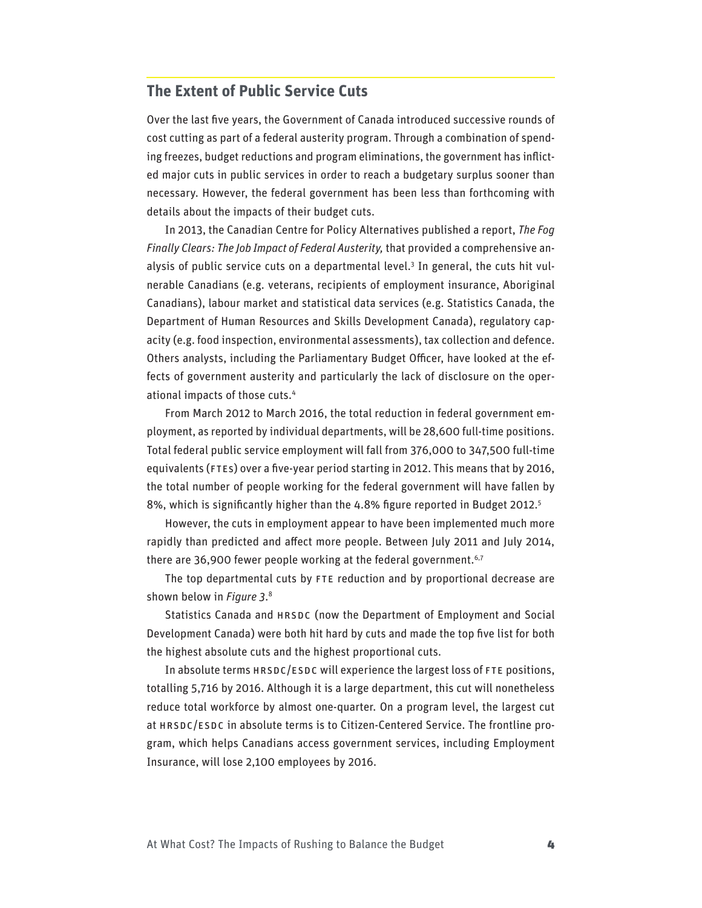## The Extent of Public Service Cuts

Over the last five years, the Government of Canada introduced successive rounds of cost cutting as part of a federal austerity program. Through a combination of spending freezes, budget reductions and program eliminations, the government has inflicted major cuts in public services in order to reach a budgetary surplus sooner than necessary. However, the federal government has been less than forthcoming with details about the impacts of their budget cuts.

In 2013, the Canadian Centre for Policy Alternatives published a report, *The Fog Finally Clears: The Job Impact of Federal Austerity,* that provided a comprehensive analysis of public service cuts on a departmental level.[3] In general, the cuts hit vulnerable Canadians (e.g. veterans, recipients of employment insurance, Aboriginal Canadians), labour market and statistical data services (e.g. Statistics Canada, the Department of Human Resources and Skills Development Canada), regulatory capacity (e.g. food inspection, environmental assessments), tax collection and defence. Others analysts, including the Parliamentary Budget Officer, have looked at the effects of government austerity and particularly the lack of disclosure on the operational impacts of those cuts.[4]

From March 2012 to March 2016, the total reduction in federal government employment, as reported by individual departments, will be 28,600 full-time positions. Total federal public service employment will fall from 376,000 to 347,500 full-time equivalents (FTEs) over a five-year period starting in 2012. This means that by 2016, the total number of people working for the federal government will have fallen by 8%, which is significantly higher than the 4.8% figure reported in Budget 2012.[5]

However, the cuts in employment appear to have been implemented much more rapidly than predicted and affect more people. Between July 2011 and July 2014, there are 36,900 fewer people working at the federal government.[6,7]

The top departmental cuts by FTE reduction and by proportional decrease are shown below in *Figure 3*.[8]

Statistics Canada and HRSDC (now the Department of Employment and Social Development Canada) were both hit hard by cuts and made the top five list for both the highest absolute cuts and the highest proportional cuts.

In absolute terms HRSDC/ESDC will experience the largest loss of FTE positions, totalling 5,716 by 2016. Although it is a large department, this cut will nonetheless reduce total workforce by almost one-quarter. On a program level, the largest cut at HRSDC/ESDC in absolute terms is to Citizen-Centered Service. The frontline program, which helps Canadians access government services, including Employment Insurance, will lose 2,100 employees by 2016.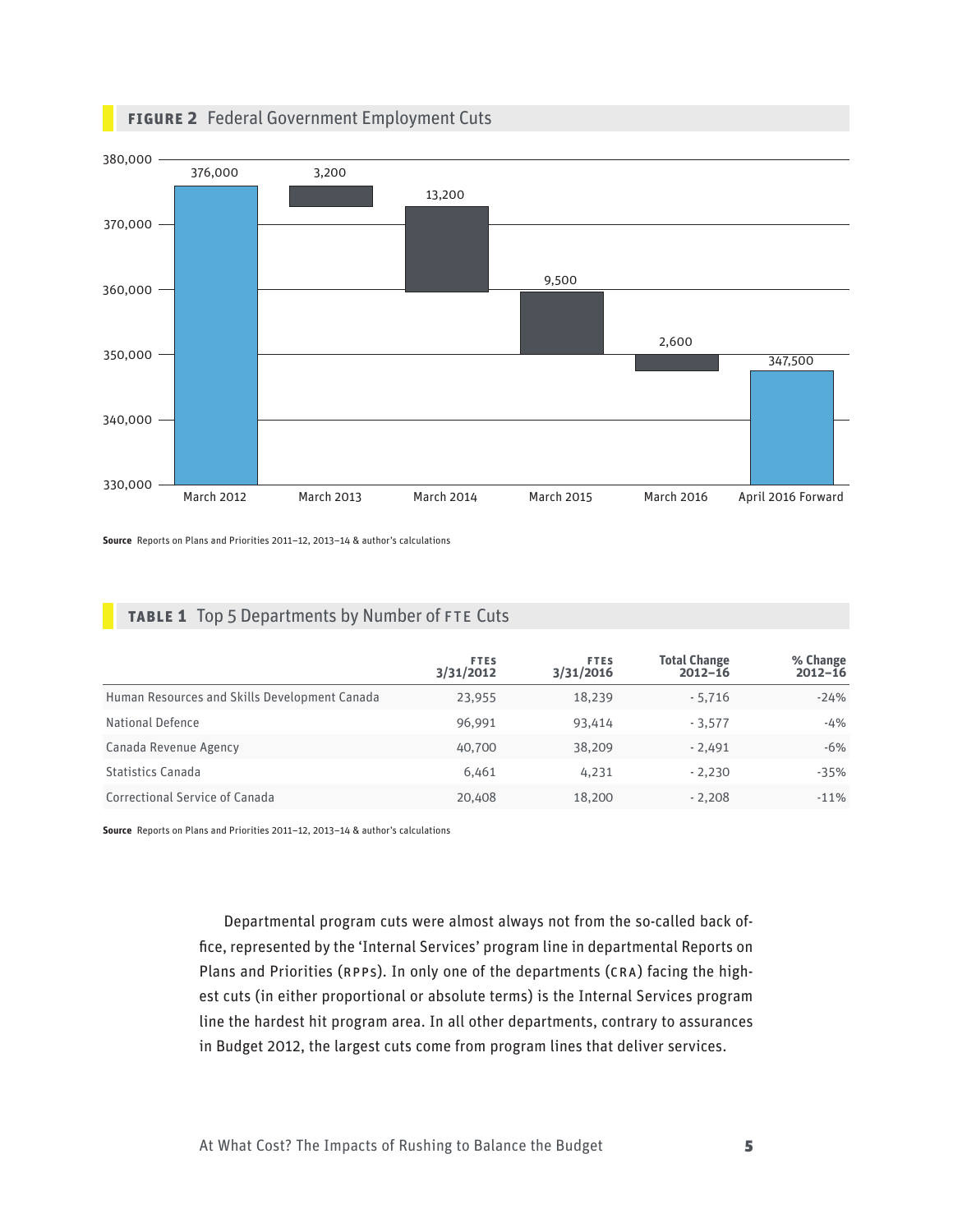**FIGURE 2** Federal Government Employment Cuts

| | March 2012 | March 2013 | March 2014 | March 2015 | March 2016 | April 2016 Forward |
|---|---|---|---|---|---|---|
| Value | 376,000 | 3,200 | 13,200 | 9,500 | 2,600 | 347,500 |

**Source** Reports on Plans and Priorities 2011–12, 2013–14 & author's calculations

**TABLE 1** Top 5 Departments by Number of FTE Cuts

| | FTES 3/31/2012 | FTES 3/31/2016 | Total Change 2012–16 | % Change 2012–16 |
|---|---|---|---|---|
| Human Resources and Skills Development Canada | 23,955 | 18,239 | - 5,716 | -24% |
| National Defence | 96,991 | 93,414 | - 3,577 | -4% |
| Canada Revenue Agency | 40,700 | 38,209 | - 2,491 | -6% |
| Statistics Canada | 6,461 | 4,231 | - 2,230 | -35% |
| Correctional Service of Canada | 20,408 | 18,200 | - 2,208 | -11% |

**Source** Reports on Plans and Priorities 2011–12, 2013–14 & author's calculations

Departmental program cuts were almost always not from the so-called back office, represented by the 'Internal Services' program line in departmental Reports on Plans and Priorities (RPPs). In only one of the departments (CRA) facing the highest cuts (in either proportional or absolute terms) is the Internal Services program line the hardest hit program area. In all other departments, contrary to assurances in Budget 2012, the largest cuts come from program lines that deliver services.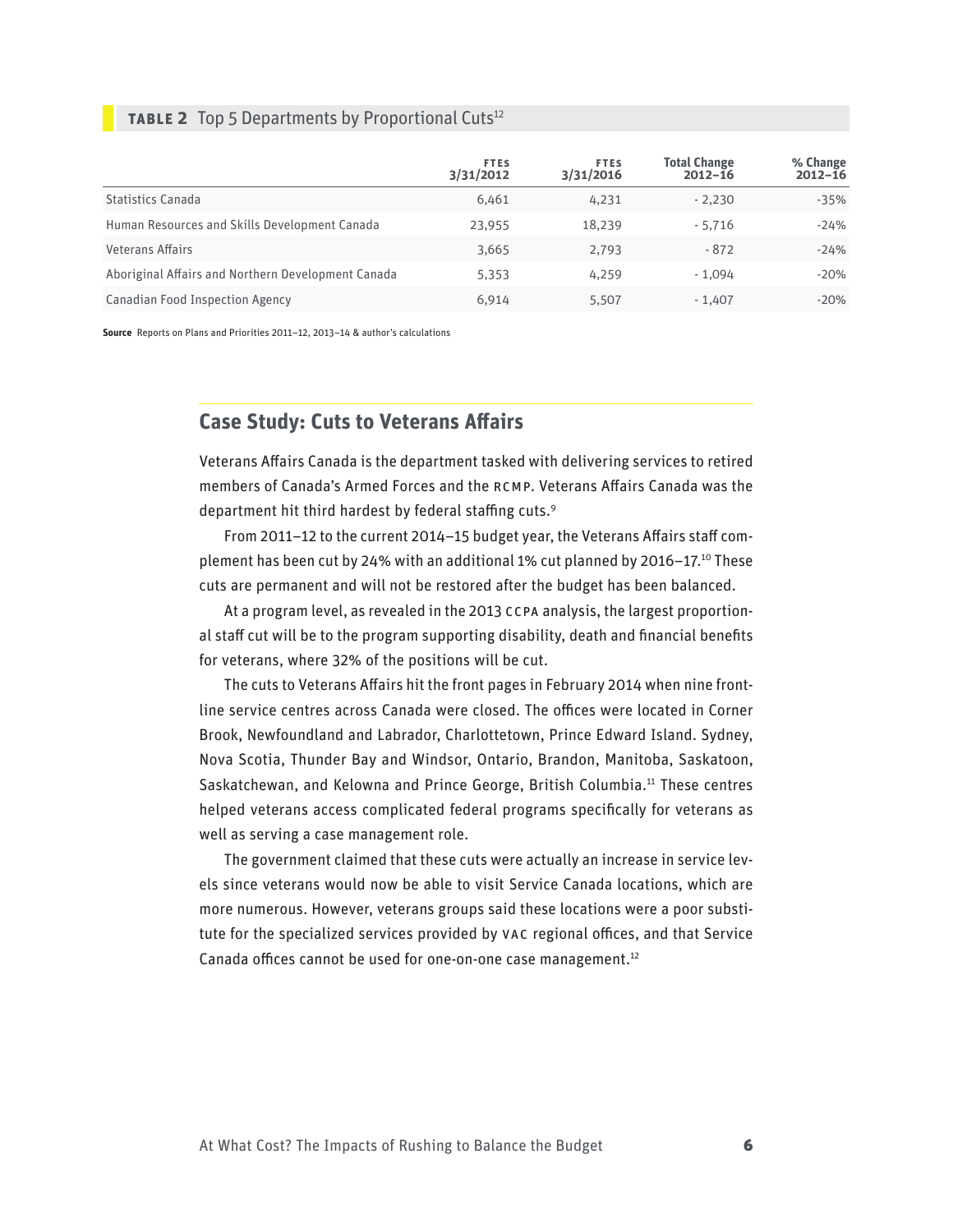**TABLE 2** Top 5 Departments by Proportional Cuts[12]

| | FTEs 3/31/2012 | FTEs 3/31/2016 | Total Change 2012–16 | % Change 2012–16 |
|---|---|---|---|---|
| Statistics Canada | 6,461 | 4,231 | - 2,230 | -35% |
| Human Resources and Skills Development Canada | 23,955 | 18,239 | - 5,716 | -24% |
| Veterans Affairs | 3,665 | 2,793 | - 872 | -24% |
| Aboriginal Affairs and Northern Development Canada | 5,353 | 4,259 | - 1,094 | -20% |
| Canadian Food Inspection Agency | 6,914 | 5,507 | - 1,407 | -20% |

**Source** Reports on Plans and Priorities 2011–12, 2013–14 & author's calculations

## Case Study: Cuts to Veterans Affairs

Veterans Affairs Canada is the department tasked with delivering services to retired members of Canada's Armed Forces and the RCMP. Veterans Affairs Canada was the department hit third hardest by federal staffing cuts.[9]

From 2011–12 to the current 2014–15 budget year, the Veterans Affairs staff complement has been cut by 24% with an additional 1% cut planned by 2016–17.[10] These cuts are permanent and will not be restored after the budget has been balanced.

At a program level, as revealed in the 2013 CCPA analysis, the largest proportional staff cut will be to the program supporting disability, death and financial benefits for veterans, where 32% of the positions will be cut.

The cuts to Veterans Affairs hit the front pages in February 2014 when nine frontline service centres across Canada were closed. The offices were located in Corner Brook, Newfoundland and Labrador, Charlottetown, Prince Edward Island. Sydney, Nova Scotia, Thunder Bay and Windsor, Ontario, Brandon, Manitoba, Saskatoon, Saskatchewan, and Kelowna and Prince George, British Columbia.[11] These centres helped veterans access complicated federal programs specifically for veterans as well as serving a case management role.

The government claimed that these cuts were actually an increase in service levels since veterans would now be able to visit Service Canada locations, which are more numerous. However, veterans groups said these locations were a poor substitute for the specialized services provided by VAC regional offices, and that Service Canada offices cannot be used for one-on-one case management.[12]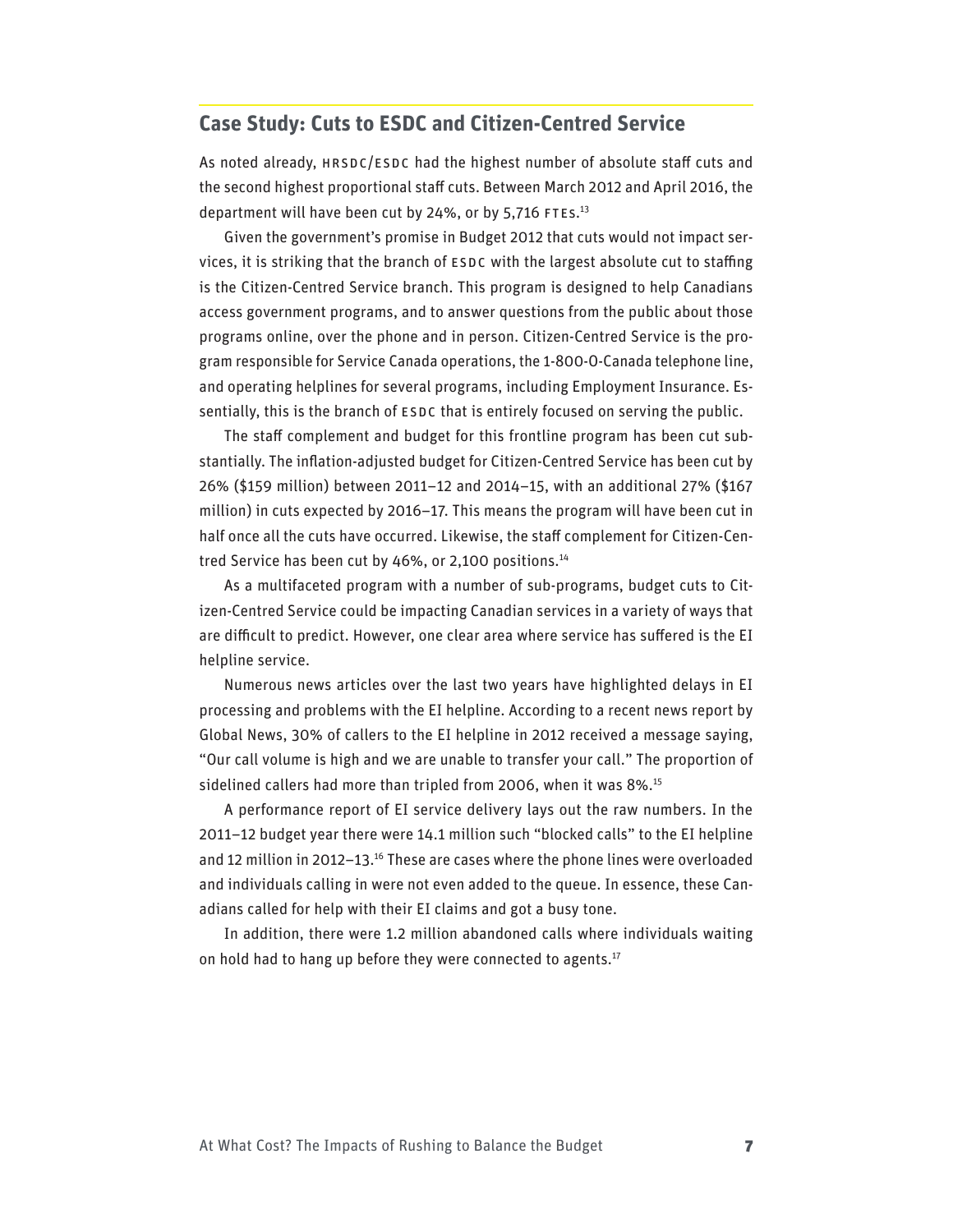## Case Study: Cuts to ESDC and Citizen-Centred Service

As noted already, HRSDC/ESDC had the highest number of absolute staff cuts and the second highest proportional staff cuts. Between March 2012 and April 2016, the department will have been cut by 24%, or by 5,716 FTEs.[13]

Given the government's promise in Budget 2012 that cuts would not impact services, it is striking that the branch of ESDC with the largest absolute cut to staffing is the Citizen-Centred Service branch. This program is designed to help Canadians access government programs, and to answer questions from the public about those programs online, over the phone and in person. Citizen-Centred Service is the program responsible for Service Canada operations, the 1-800-O-Canada telephone line, and operating helplines for several programs, including Employment Insurance. Essentially, this is the branch of ESDC that is entirely focused on serving the public.

The staff complement and budget for this frontline program has been cut substantially. The inflation-adjusted budget for Citizen-Centred Service has been cut by 26% ($159 million) between 2011–12 and 2014–15, with an additional 27% ($167 million) in cuts expected by 2016–17. This means the program will have been cut in half once all the cuts have occurred. Likewise, the staff complement for Citizen-Centred Service has been cut by 46%, or 2,100 positions.[14]

As a multifaceted program with a number of sub-programs, budget cuts to Citizen-Centred Service could be impacting Canadian services in a variety of ways that are difficult to predict. However, one clear area where service has suffered is the EI helpline service.

Numerous news articles over the last two years have highlighted delays in EI processing and problems with the EI helpline. According to a recent news report by Global News, 30% of callers to the EI helpline in 2012 received a message saying, "Our call volume is high and we are unable to transfer your call." The proportion of sidelined callers had more than tripled from 2006, when it was 8%.[15]

A performance report of EI service delivery lays out the raw numbers. In the 2011–12 budget year there were 14.1 million such "blocked calls" to the EI helpline and 12 million in 2012–13.[16] These are cases where the phone lines were overloaded and individuals calling in were not even added to the queue. In essence, these Canadians called for help with their EI claims and got a busy tone.

In addition, there were 1.2 million abandoned calls where individuals waiting on hold had to hang up before they were connected to agents.[17]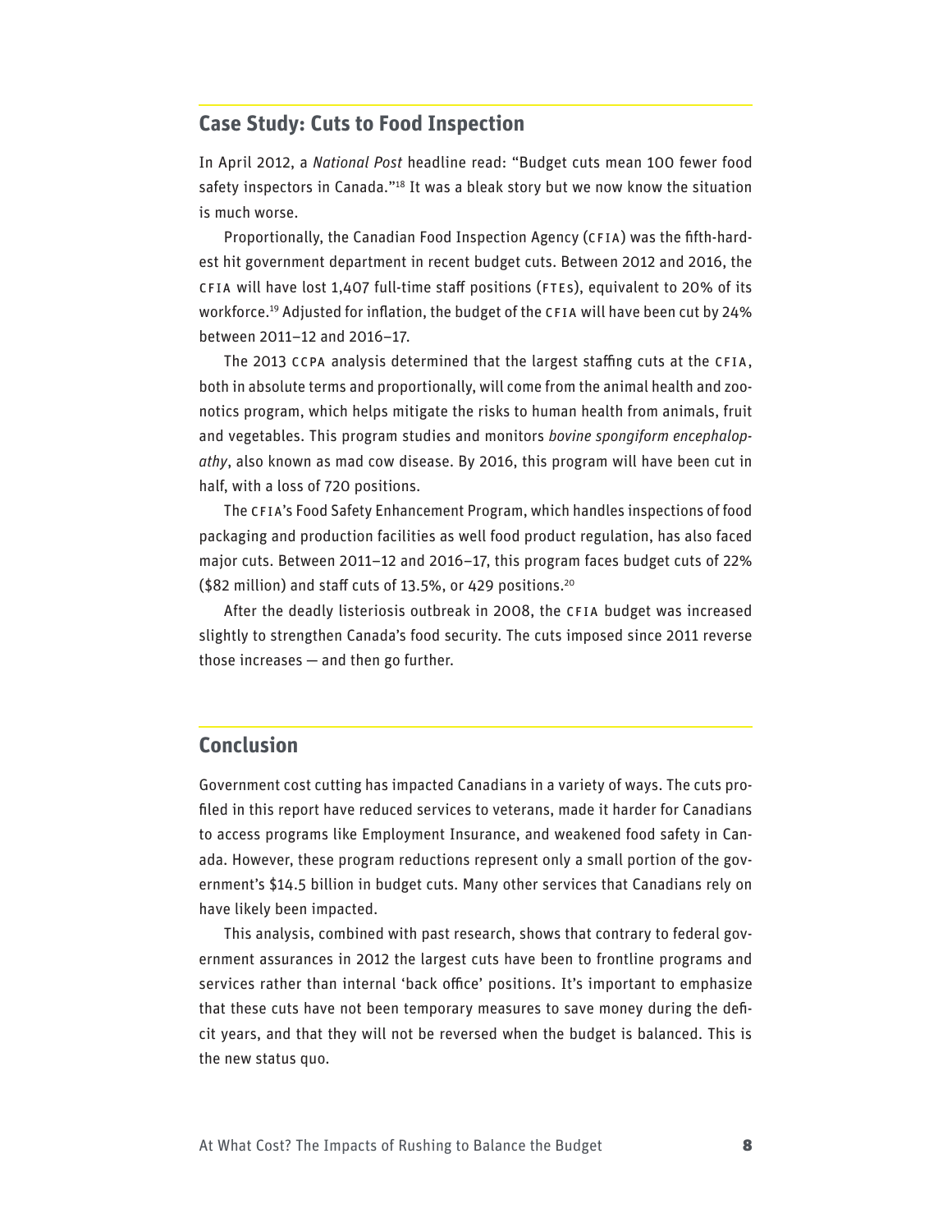## Case Study: Cuts to Food Inspection

In April 2012, a *National Post* headline read: "Budget cuts mean 100 fewer food safety inspectors in Canada."[18] It was a bleak story but we now know the situation is much worse.

Proportionally, the Canadian Food Inspection Agency (CFIA) was the fifth-hardest hit government department in recent budget cuts. Between 2012 and 2016, the CFIA will have lost 1,407 full-time staff positions (FTEs), equivalent to 20% of its workforce.[19] Adjusted for inflation, the budget of the CFIA will have been cut by 24% between 2011–12 and 2016–17.

The 2013 CCPA analysis determined that the largest staffing cuts at the CFIA, both in absolute terms and proportionally, will come from the animal health and zoonotics program, which helps mitigate the risks to human health from animals, fruit and vegetables. This program studies and monitors *bovine spongiform encephalopathy*, also known as mad cow disease. By 2016, this program will have been cut in half, with a loss of 720 positions.

The CFIA's Food Safety Enhancement Program, which handles inspections of food packaging and production facilities as well food product regulation, has also faced major cuts. Between 2011–12 and 2016–17, this program faces budget cuts of 22% ($82 million) and staff cuts of 13.5%, or 429 positions.[20]

After the deadly listeriosis outbreak in 2008, the CFIA budget was increased slightly to strengthen Canada's food security. The cuts imposed since 2011 reverse those increases — and then go further.

## Conclusion

Government cost cutting has impacted Canadians in a variety of ways. The cuts profiled in this report have reduced services to veterans, made it harder for Canadians to access programs like Employment Insurance, and weakened food safety in Canada. However, these program reductions represent only a small portion of the government's $14.5 billion in budget cuts. Many other services that Canadians rely on have likely been impacted.

This analysis, combined with past research, shows that contrary to federal government assurances in 2012 the largest cuts have been to frontline programs and services rather than internal 'back office' positions. It's important to emphasize that these cuts have not been temporary measures to save money during the deficit years, and that they will not be reversed when the budget is balanced. This is the new status quo.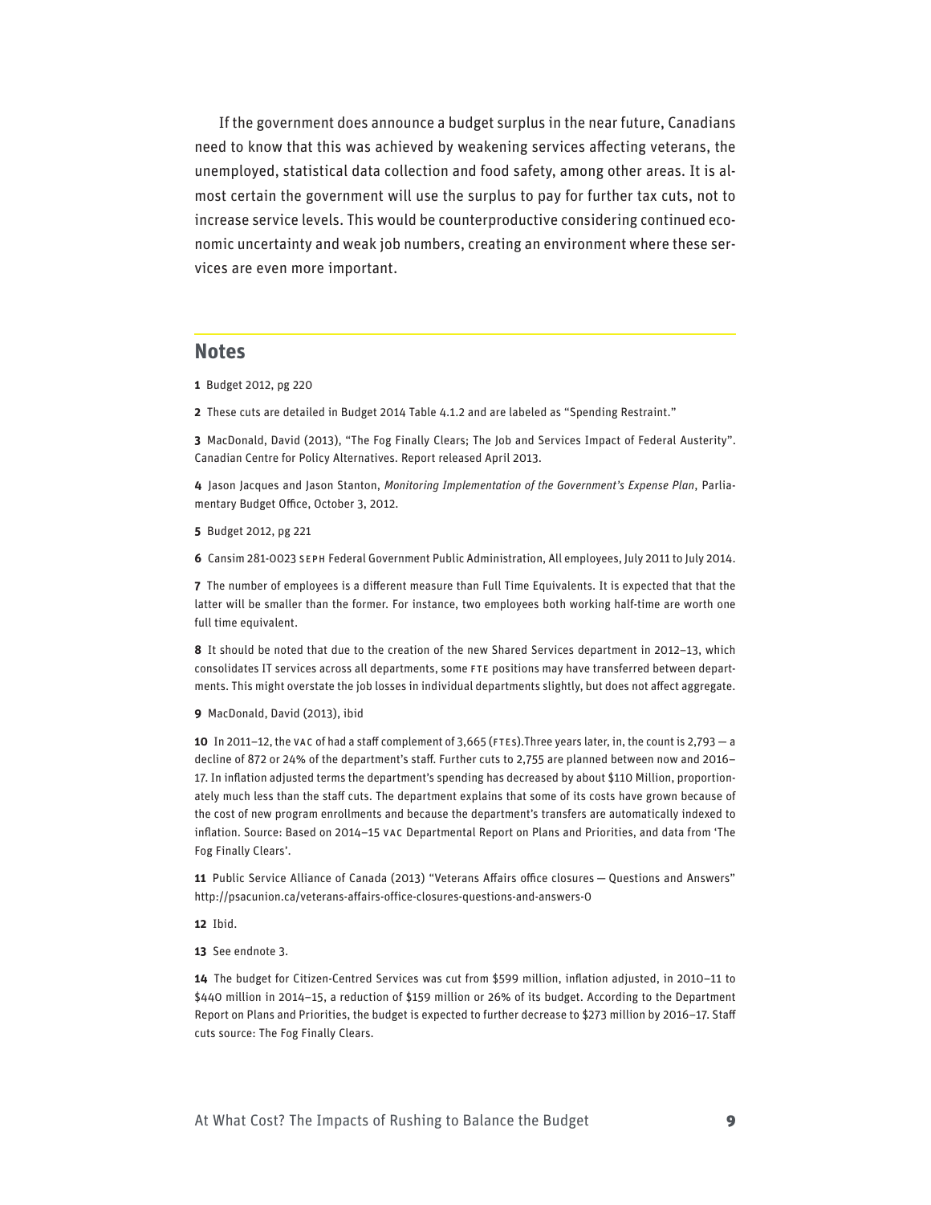If the government does announce a budget surplus in the near future, Canadians need to know that this was achieved by weakening services affecting veterans, the unemployed, statistical data collection and food safety, among other areas. It is almost certain the government will use the surplus to pay for further tax cuts, not to increase service levels. This would be counterproductive considering continued economic uncertainty and weak job numbers, creating an environment where these services are even more important.

## Notes

**1** Budget 2012, pg 220

**2** These cuts are detailed in Budget 2014 Table 4.1.2 and are labeled as "Spending Restraint."

**3** MacDonald, David (2013), "The Fog Finally Clears; The Job and Services Impact of Federal Austerity". Canadian Centre for Policy Alternatives. Report released April 2013.

**4** Jason Jacques and Jason Stanton, *Monitoring Implementation of the Government's Expense Plan*, Parliamentary Budget Office, October 3, 2012.

**5** Budget 2012, pg 221

**6** Cansim 281-0023 SEPH Federal Government Public Administration, All employees, July 2011 to July 2014.

**7** The number of employees is a different measure than Full Time Equivalents. It is expected that that the latter will be smaller than the former. For instance, two employees both working half-time are worth one full time equivalent.

**8** It should be noted that due to the creation of the new Shared Services department in 2012–13, which consolidates IT services across all departments, some FTE positions may have transferred between departments. This might overstate the job losses in individual departments slightly, but does not affect aggregate.

**9** MacDonald, David (2013), ibid

**10** In 2011–12, the VAC of had a staff complement of 3,665 (FTEs).Three years later, in, the count is 2,793 — a decline of 872 or 24% of the department's staff. Further cuts to 2,755 are planned between now and 2016–17. In inflation adjusted terms the department's spending has decreased by about $110 Million, proportionately much less than the staff cuts. The department explains that some of its costs have grown because of the cost of new program enrollments and because the department's transfers are automatically indexed to inflation. Source: Based on 2014–15 VAC Departmental Report on Plans and Priorities, and data from 'The Fog Finally Clears'.

**11** Public Service Alliance of Canada (2013) "Veterans Affairs office closures — Questions and Answers" http://psacunion.ca/veterans-affairs-office-closures-questions-and-answers-0

**12** Ibid.

**13** See endnote 3.

**14** The budget for Citizen-Centred Services was cut from $599 million, inflation adjusted, in 2010–11 to $440 million in 2014–15, a reduction of $159 million or 26% of its budget. According to the Department Report on Plans and Priorities, the budget is expected to further decrease to $273 million by 2016–17. Staff cuts source: The Fog Finally Clears.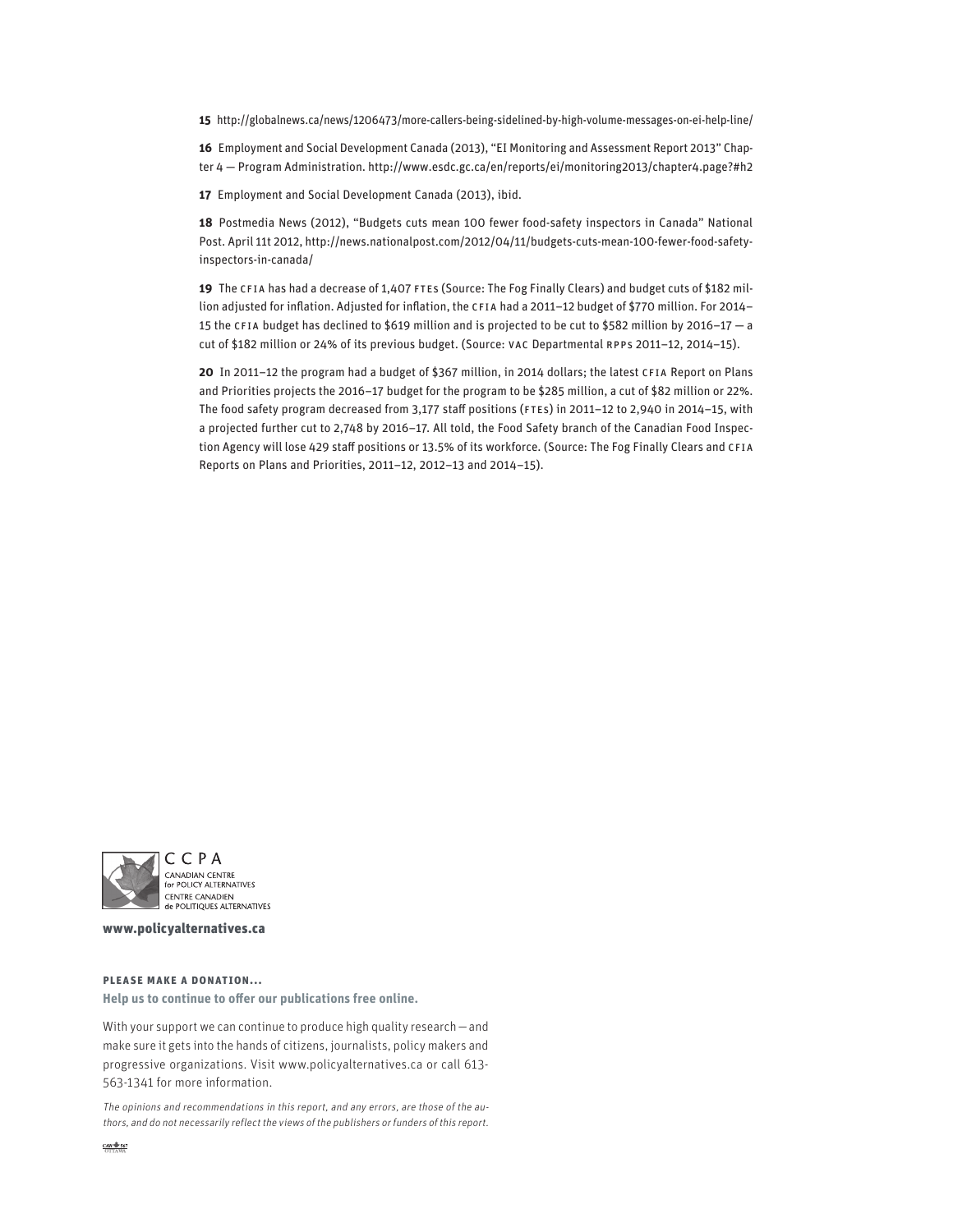**15** http://globalnews.ca/news/1206473/more-callers-being-sidelined-by-high-volume-messages-on-ei-help-line/

**16** Employment and Social Development Canada (2013), "EI Monitoring and Assessment Report 2013" Chapter 4 — Program Administration. http://www.esdc.gc.ca/en/reports/ei/monitoring2013/chapter4.page?#h2

**17** Employment and Social Development Canada (2013), ibid.

**18** Postmedia News (2012), "Budgets cuts mean 100 fewer food-safety inspectors in Canada" National Post. April 11t 2012, http://news.nationalpost.com/2012/04/11/budgets-cuts-mean-100-fewer-food-safety-inspectors-in-canada/

**19** The CFIA has had a decrease of 1,407 FTEs (Source: The Fog Finally Clears) and budget cuts of $182 million adjusted for inflation. Adjusted for inflation, the CFIA had a 2011–12 budget of $770 million. For 2014–15 the CFIA budget has declined to $619 million and is projected to be cut to $582 million by 2016–17 — a cut of $182 million or 24% of its previous budget. (Source: VAC Departmental RPPs 2011–12, 2014–15).

**20** In 2011–12 the program had a budget of $367 million, in 2014 dollars; the latest CFIA Report on Plans and Priorities projects the 2016–17 budget for the program to be $285 million, a cut of $82 million or 22%. The food safety program decreased from 3,177 staff positions (FTEs) in 2011–12 to 2,940 in 2014–15, with a projected further cut to 2,748 by 2016–17. All told, the Food Safety branch of the Canadian Food Inspection Agency will lose 429 staff positions or 13.5% of its workforce. (Source: The Fog Finally Clears and CFIA Reports on Plans and Priorities, 2011–12, 2012–13 and 2014–15).

CCPA
CANADIAN CENTRE for POLICY ALTERNATIVES
CENTRE CANADIEN de POLITIQUES ALTERNATIVES

**www.policyalternatives.ca**

**PLEASE MAKE A DONATION...**

**Help us to continue to offer our publications free online.**

With your support we can continue to produce high quality research — and make sure it gets into the hands of citizens, journalists, policy makers and progressive organizations. Visit www.policyalternatives.ca or call 613-563-1341 for more information.

*The opinions and recommendations in this report, and any errors, are those of the authors, and do not necessarily reflect the views of the publishers or funders of this report.*